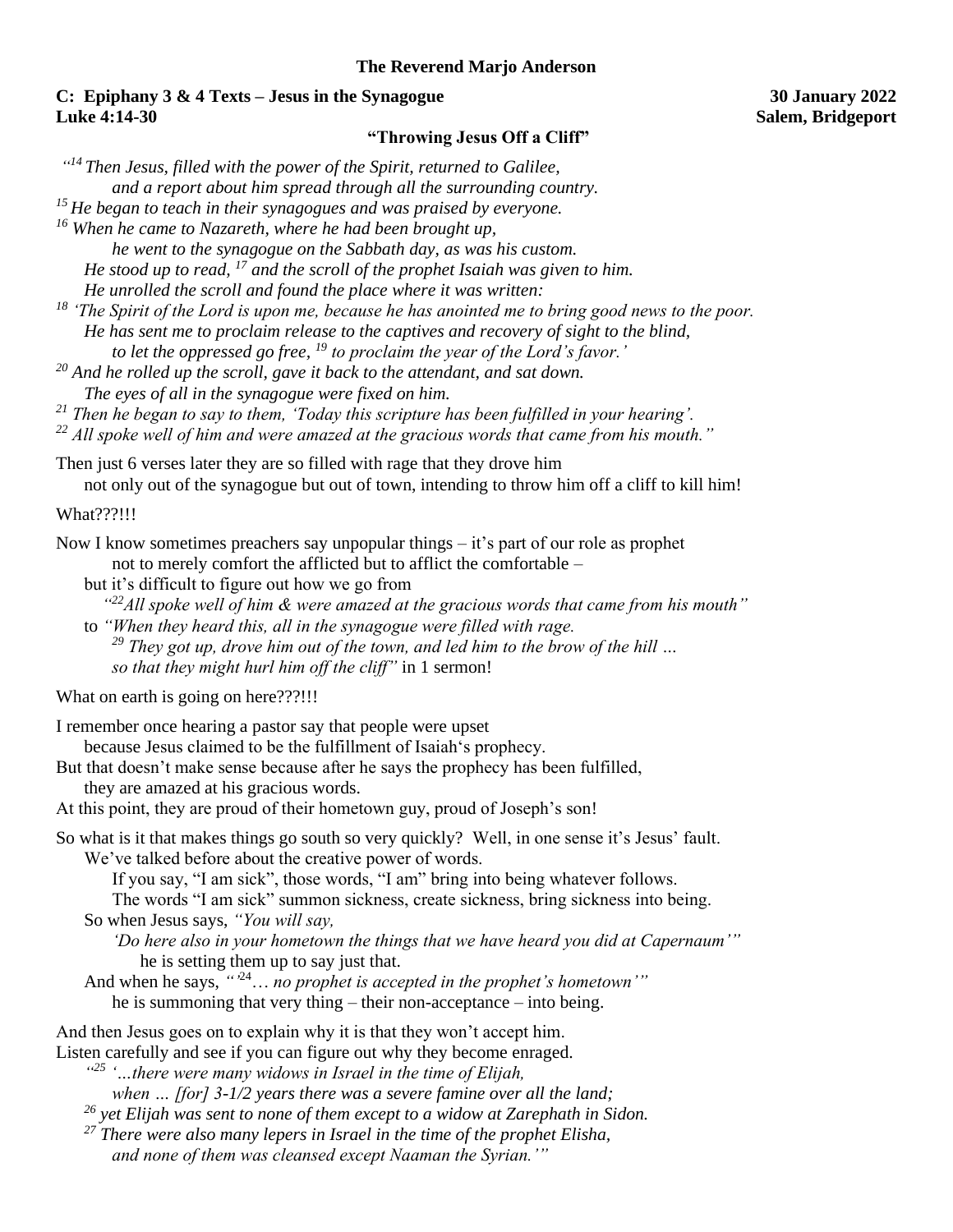**The Reverend Marjo Anderson**

**C: Epiphany 3 & 4 Texts – Jesus in the Synagogue** **30 January 2022**
**Luke 4:14-30** **Salem, Bridgeport**

**"Throwing Jesus Off a Cliff"**

*"[14] Then Jesus, filled with the power of the Spirit, returned to Galilee,*
*and a report about him spread through all the surrounding country.*
*[15] He began to teach in their synagogues and was praised by everyone.*
*[16] When he came to Nazareth, where he had been brought up,*
*he went to the synagogue on the Sabbath day, as was his custom.*
*He stood up to read, [17] and the scroll of the prophet Isaiah was given to him.*
*He unrolled the scroll and found the place where it was written:*
*[18] 'The Spirit of the Lord is upon me, because he has anointed me to bring good news to the poor.*
*He has sent me to proclaim release to the captives and recovery of sight to the blind,*
*to let the oppressed go free, [19] to proclaim the year of the Lord's favor.'*
*[20] And he rolled up the scroll, gave it back to the attendant, and sat down.*
*The eyes of all in the synagogue were fixed on him.*
*[21] Then he began to say to them, 'Today this scripture has been fulfilled in your hearing'.*
*[22] All spoke well of him and were amazed at the gracious words that came from his mouth."*

Then just 6 verses later they are so filled with rage that they drove him
not only out of the synagogue but out of town, intending to throw him off a cliff to kill him!

What???!!!

Now I know sometimes preachers say unpopular things – it's part of our role as prophet
not to merely comfort the afflicted but to afflict the comfortable –
but it's difficult to figure out how we go from
*"[22]All spoke well of him & were amazed at the gracious words that came from his mouth"*
to *"When they heard this, all in the synagogue were filled with rage.*
*[29] They got up, drove him out of the town, and led him to the brow of the hill …*
*so that they might hurl him off the cliff"* in 1 sermon!

What on earth is going on here???!!!

I remember once hearing a pastor say that people were upset
because Jesus claimed to be the fulfillment of Isaiah's prophecy.
But that doesn't make sense because after he says the prophecy has been fulfilled,
they are amazed at his gracious words.
At this point, they are proud of their hometown guy, proud of Joseph's son!

So what is it that makes things go south so very quickly? Well, in one sense it's Jesus' fault.
We've talked before about the creative power of words.
If you say, "I am sick", those words, "I am" bring into being whatever follows.
The words "I am sick" summon sickness, create sickness, bring sickness into being.
So when Jesus says, *"You will say,*
*'Do here also in your hometown the things that we have heard you did at Capernaum'"*
he is setting them up to say just that.
And when he says, *"'[24]… no prophet is accepted in the prophet's hometown'"*
he is summoning that very thing – their non-acceptance – into being.

And then Jesus goes on to explain why it is that they won't accept him.
Listen carefully and see if you can figure out why they become enraged.
*"[25] '…there were many widows in Israel in the time of Elijah,*
*when … [for] 3-1/2 years there was a severe famine over all the land;*
*[26] yet Elijah was sent to none of them except to a widow at Zarephath in Sidon.*
*[27] There were also many lepers in Israel in the time of the prophet Elisha,*
*and none of them was cleansed except Naaman the Syrian.'"*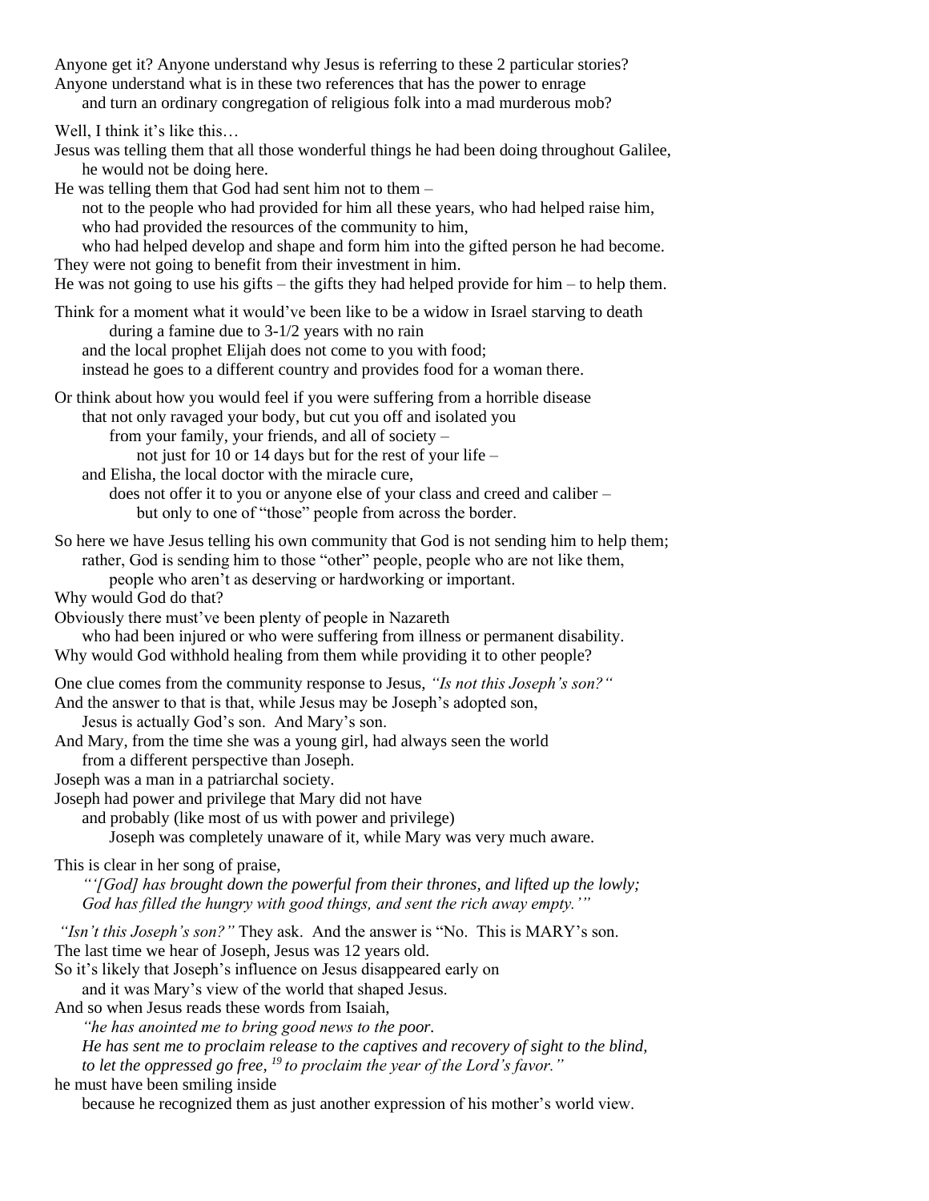Anyone get it? Anyone understand why Jesus is referring to these 2 particular stories?
Anyone understand what is in these two references that has the power to enrage
and turn an ordinary congregation of religious folk into a mad murderous mob?

Well, I think it's like this…
Jesus was telling them that all those wonderful things he had been doing throughout Galilee,
he would not be doing here.
He was telling them that God had sent him not to them –
not to the people who had provided for him all these years, who had helped raise him,
who had provided the resources of the community to him,
who had helped develop and shape and form him into the gifted person he had become.
They were not going to benefit from their investment in him.
He was not going to use his gifts – the gifts they had helped provide for him – to help them.

Think for a moment what it would've been like to be a widow in Israel starving to death
during a famine due to 3-1/2 years with no rain
and the local prophet Elijah does not come to you with food;
instead he goes to a different country and provides food for a woman there.

Or think about how you would feel if you were suffering from a horrible disease
that not only ravaged your body, but cut you off and isolated you
from your family, your friends, and all of society –
not just for 10 or 14 days but for the rest of your life –
and Elisha, the local doctor with the miracle cure,
does not offer it to you or anyone else of your class and creed and caliber –
but only to one of "those" people from across the border.

So here we have Jesus telling his own community that God is not sending him to help them;
rather, God is sending him to those "other" people, people who are not like them,
people who aren't as deserving or hardworking or important.
Why would God do that?
Obviously there must've been plenty of people in Nazareth
who had been injured or who were suffering from illness or permanent disability.
Why would God withhold healing from them while providing it to other people?

One clue comes from the community response to Jesus, *"Is not this Joseph's son?"*
And the answer to that is that, while Jesus may be Joseph's adopted son,
Jesus is actually God's son. And Mary's son.
And Mary, from the time she was a young girl, had always seen the world
from a different perspective than Joseph.
Joseph was a man in a patriarchal society.
Joseph had power and privilege that Mary did not have
and probably (like most of us with power and privilege)
Joseph was completely unaware of it, while Mary was very much aware.

This is clear in her song of praise,
*"'[God] has brought down the powerful from their thrones, and lifted up the lowly;
God has filled the hungry with good things, and sent the rich away empty.'"*

*"Isn't this Joseph's son?"* They ask. And the answer is "No. This is MARY's son.
The last time we hear of Joseph, Jesus was 12 years old.
So it's likely that Joseph's influence on Jesus disappeared early on
and it was Mary's view of the world that shaped Jesus.
And so when Jesus reads these words from Isaiah,
*"he has anointed me to bring good news to the poor.
He has sent me to proclaim release to the captives and recovery of sight to the blind,
to let the oppressed go free, [19] to proclaim the year of the Lord's favor."*
he must have been smiling inside
because he recognized them as just another expression of his mother's world view.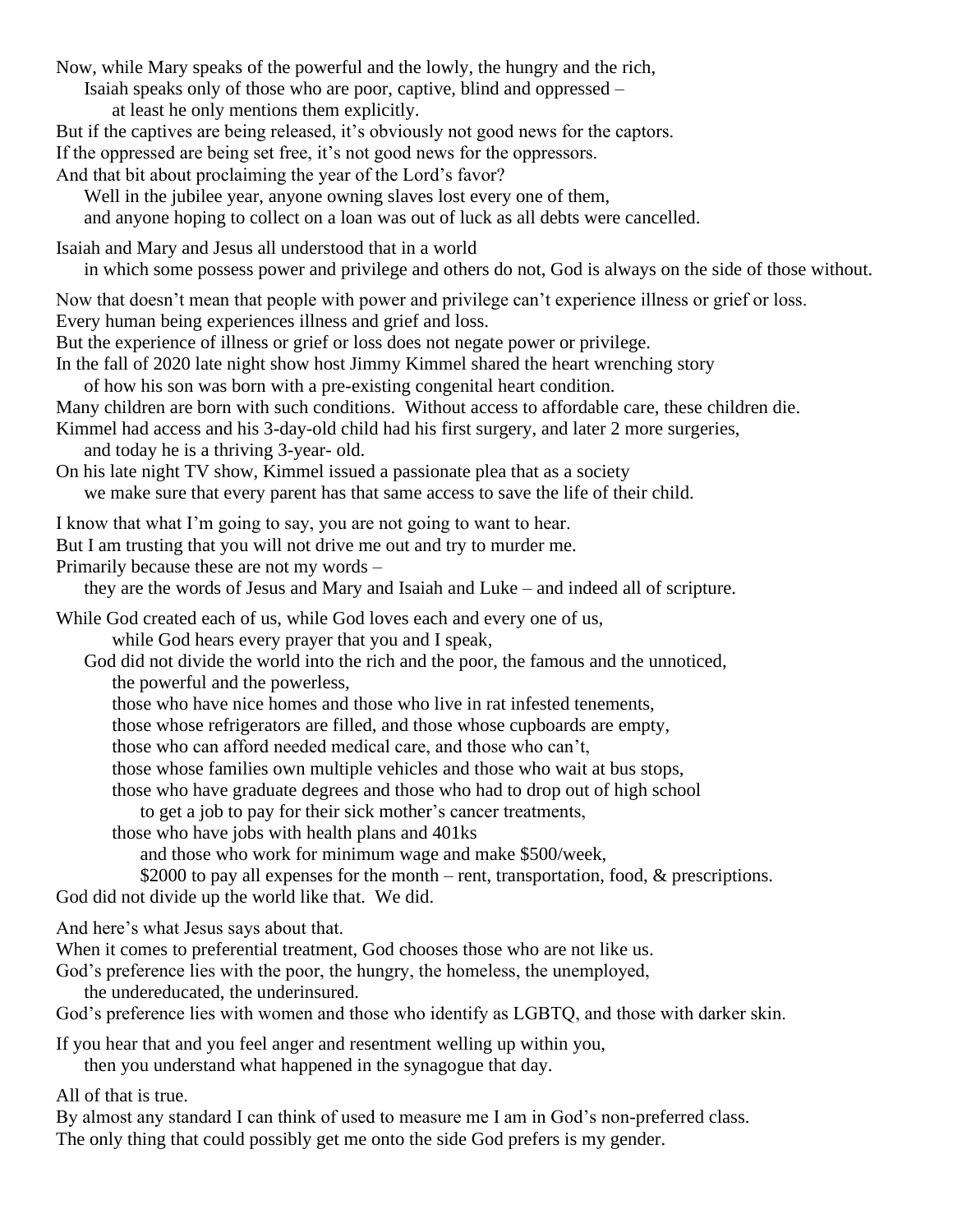Now, while Mary speaks of the powerful and the lowly, the hungry and the rich,
Isaiah speaks only of those who are poor, captive, blind and oppressed –
at least he only mentions them explicitly.
But if the captives are being released, it's obviously not good news for the captors.
If the oppressed are being set free, it's not good news for the oppressors.
And that bit about proclaiming the year of the Lord's favor?
Well in the jubilee year, anyone owning slaves lost every one of them,
and anyone hoping to collect on a loan was out of luck as all debts were cancelled.

Isaiah and Mary and Jesus all understood that in a world
in which some possess power and privilege and others do not, God is always on the side of those without.

Now that doesn't mean that people with power and privilege can't experience illness or grief or loss.
Every human being experiences illness and grief and loss.
But the experience of illness or grief or loss does not negate power or privilege.
In the fall of 2020 late night show host Jimmy Kimmel shared the heart wrenching story
of how his son was born with a pre-existing congenital heart condition.
Many children are born with such conditions. Without access to affordable care, these children die.
Kimmel had access and his 3-day-old child had his first surgery, and later 2 more surgeries,
and today he is a thriving 3-year- old.
On his late night TV show, Kimmel issued a passionate plea that as a society
we make sure that every parent has that same access to save the life of their child.

I know that what I'm going to say, you are not going to want to hear.
But I am trusting that you will not drive me out and try to murder me.
Primarily because these are not my words –
they are the words of Jesus and Mary and Isaiah and Luke – and indeed all of scripture.

While God created each of us, while God loves each and every one of us,
while God hears every prayer that you and I speak,
God did not divide the world into the rich and the poor, the famous and the unnoticed,
the powerful and the powerless,
those who have nice homes and those who live in rat infested tenements,
those whose refrigerators are filled, and those whose cupboards are empty,
those who can afford needed medical care, and those who can't,
those whose families own multiple vehicles and those who wait at bus stops,
those who have graduate degrees and those who had to drop out of high school
to get a job to pay for their sick mother's cancer treatments,
those who have jobs with health plans and 401ks
and those who work for minimum wage and make $500/week,
$2000 to pay all expenses for the month – rent, transportation, food, & prescriptions.
God did not divide up the world like that. We did.

And here's what Jesus says about that.
When it comes to preferential treatment, God chooses those who are not like us.
God's preference lies with the poor, the hungry, the homeless, the unemployed,
the undereducated, the underinsured.
God's preference lies with women and those who identify as LGBTQ, and those with darker skin.

If you hear that and you feel anger and resentment welling up within you,
then you understand what happened in the synagogue that day.

All of that is true.
By almost any standard I can think of used to measure me I am in God's non-preferred class.
The only thing that could possibly get me onto the side God prefers is my gender.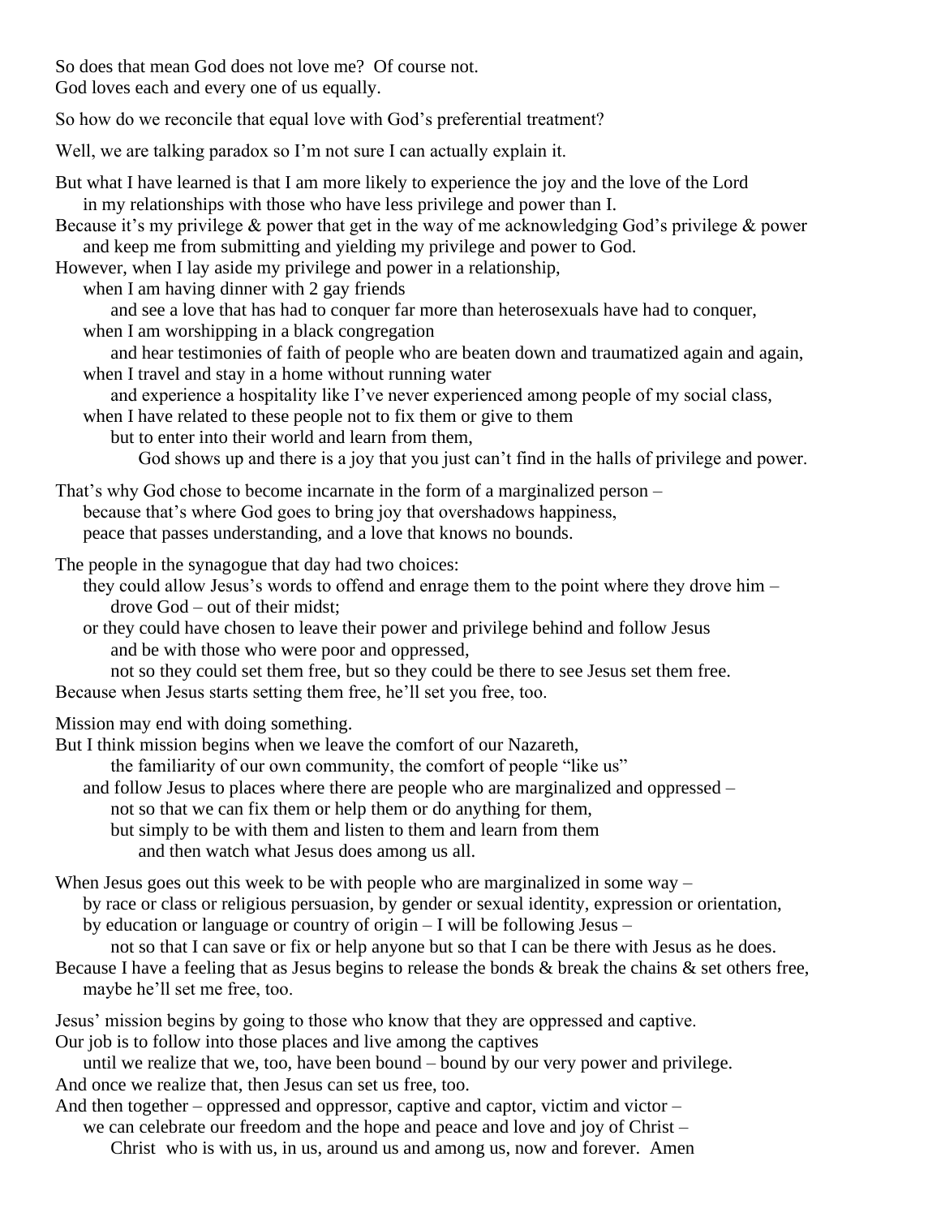So does that mean God does not love me? Of course not.
God loves each and every one of us equally.

So how do we reconcile that equal love with God's preferential treatment?

Well, we are talking paradox so I'm not sure I can actually explain it.

But what I have learned is that I am more likely to experience the joy and the love of the Lord
in my relationships with those who have less privilege and power than I.
Because it's my privilege & power that get in the way of me acknowledging God's privilege & power
and keep me from submitting and yielding my privilege and power to God.
However, when I lay aside my privilege and power in a relationship,
when I am having dinner with 2 gay friends
and see a love that has had to conquer far more than heterosexuals have had to conquer,
when I am worshipping in a black congregation
and hear testimonies of faith of people who are beaten down and traumatized again and again,
when I travel and stay in a home without running water
and experience a hospitality like I've never experienced among people of my social class,
when I have related to these people not to fix them or give to them
but to enter into their world and learn from them,
God shows up and there is a joy that you just can't find in the halls of privilege and power.

That's why God chose to become incarnate in the form of a marginalized person –
because that's where God goes to bring joy that overshadows happiness,
peace that passes understanding, and a love that knows no bounds.

The people in the synagogue that day had two choices:
they could allow Jesus's words to offend and enrage them to the point where they drove him –
drove God – out of their midst;
or they could have chosen to leave their power and privilege behind and follow Jesus
and be with those who were poor and oppressed,
not so they could set them free, but so they could be there to see Jesus set them free.
Because when Jesus starts setting them free, he'll set you free, too.

Mission may end with doing something.
But I think mission begins when we leave the comfort of our Nazareth,
the familiarity of our own community, the comfort of people "like us"
and follow Jesus to places where there are people who are marginalized and oppressed –
not so that we can fix them or help them or do anything for them,
but simply to be with them and listen to them and learn from them
and then watch what Jesus does among us all.

When Jesus goes out this week to be with people who are marginalized in some way –
by race or class or religious persuasion, by gender or sexual identity, expression or orientation,
by education or language or country of origin – I will be following Jesus –
not so that I can save or fix or help anyone but so that I can be there with Jesus as he does.
Because I have a feeling that as Jesus begins to release the bonds & break the chains & set others free,
maybe he'll set me free, too.

Jesus' mission begins by going to those who know that they are oppressed and captive.
Our job is to follow into those places and live among the captives
until we realize that we, too, have been bound – bound by our very power and privilege.
And once we realize that, then Jesus can set us free, too.
And then together – oppressed and oppressor, captive and captor, victim and victor –
we can celebrate our freedom and the hope and peace and love and joy of Christ –
Christ who is with us, in us, around us and among us, now and forever. Amen